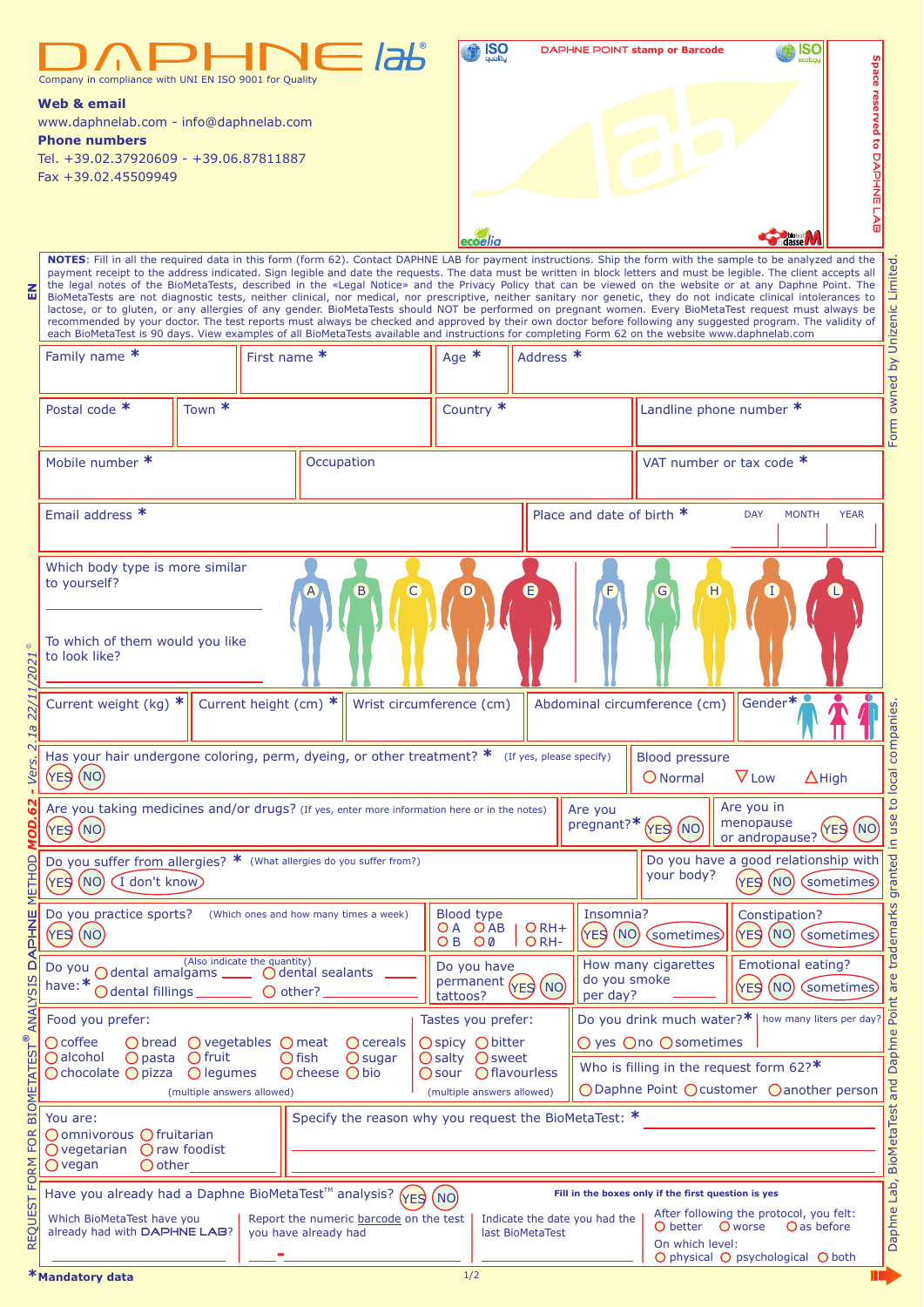# DAPHNE lab®

Company in compliance with UNI EN ISO 9001 for Quality

**Web & email**
www.daphnelab.com - info@daphnelab.com

**Phone numbers**
Tel. +39.02.37920609 - +39.06.87811887
Fax +39.02.45509949

DAPHNE POINT **stamp or Barcode**

Space reserved to DAPHNE LAB

EN

**NOTES**: Fill in all the required data in this form (form 62). Contact DAPHNE LAB for payment instructions. Ship the form with the sample to be analyzed and the payment receipt to the address indicated. Sign legible and date the requests. The data must be written in block letters and must be legible. The client accepts all the legal notes of the BioMetaTests, described in the «Legal Notice» and the Privacy Policy that can be viewed on the website or at any Daphne Point. The BioMetaTests are not diagnostic tests, neither clinical, nor medical, nor prescriptive, neither sanitary nor genetic, they do not indicate clinical intolerances to lactose, or to gluten, or any allergies of any gender. BioMetaTests should NOT be performed on pregnant women. Every BioMetaTest request must always be recommended by your doctor. The test reports must always be checked and approved by their own doctor before following any suggested program. The validity of each BioMetaTest is 90 days. View examples of all BioMetaTests available and instructions for completing Form 62 on the website www.daphnelab.com

| Family name * | First name * | Age * | Address * |
|---|---|---|---|
| | | | |

| Postal code * | Town * | Country * | Landline phone number * |
|---|---|---|---|
| | | | |

| Mobile number * | Occupation | VAT number or tax code * |
|---|---|---|
| | | |

| Email address * | Place and date of birth * (DAY / MONTH / YEAR) |
|---|---|
| | |

Which body type is more similar to yourself? ____________

To which of them would you like to look like? ____________

A B C D E | F G H I L

| Current weight (kg) * | Current height (cm) * | Wrist circumference (cm) | Abdominal circumference (cm) | Gender * |
|---|---|---|---|---|
| | | | | |

Has your hair undergone coloring, perm, dyeing, or other treatment? * (If yes, please specify)
○ YES ○ NO

Blood pressure: ○ Normal ▽ Low △ High

Are you taking medicines and/or drugs? (If yes, enter more information here or in the notes)
○ YES ○ NO

Are you pregnant? * ○ YES ○ NO

Are you in menopause or andropause? ○ YES ○ NO

Do you suffer from allergies? * (What allergies do you suffer from?)
○ YES ○ NO ○ I don't know

Do you have a good relationship with your body? ○ YES ○ NO ○ sometimes

Do you practice sports? (Which ones and how many times a week)
○ YES ○ NO

Blood type: ○ A ○ AB ○ B ○ 0 ○ RH+ ○ RH-

Insomnia? ○ YES ○ NO ○ sometimes

Constipation? ○ YES ○ NO ○ sometimes

Do you have: * (Also indicate the quantity) ○ dental amalgams ____ ○ dental sealants ____ ○ dental fillings ____ ○ other? ____

Do you have permanent tattoos? ○ YES ○ NO

How many cigarettes do you smoke per day? ____

Emotional eating? ○ YES ○ NO ○ sometimes

Food you prefer: ○ coffee ○ bread ○ vegetables ○ meat ○ cereals ○ alcohol ○ pasta ○ fruit ○ fish ○ sugar ○ chocolate ○ pizza ○ legumes ○ cheese ○ bio
(multiple answers allowed)

Tastes you prefer: ○ spicy ○ bitter ○ salty ○ sweet ○ sour ○ flavourless
(multiple answers allowed)

Do you drink much water? * ○ yes ○ no ○ sometimes — how many liters per day? ____

Who is filling in the request form 62? * ○ Daphne Point ○ customer ○ another person

You are: ○ omnivorous ○ fruitarian ○ vegetarian ○ raw foodist ○ vegan ○ other ____

Specify the reason why you request the BioMetaTest: * ____________

Have you already had a Daphne BioMetaTest™ analysis? ○ YES ○ NO

**Fill in the boxes only if the first question is yes**

| Which BioMetaTest have you already had with DAPHNE LAB? | Report the numeric barcode on the test you have already had | Indicate the date you had the last BioMetaTest | After following the protocol, you felt: ○ better ○ worse ○ as before. On which level: ○ physical ○ psychological ○ both |
|---|---|---|---|
| | ____ - ____ | | |

* **Mandatory data**

MOD.62 - Vers. 2.1a 22/11/2021 © REQUEST FORM FOR BIOMETATEST® ANALYSIS DAPHNE METHOD

Form owned by Unizenic Limited. Daphne Lab, BioMetaTest and Daphne Point are trademarks granted in use to local companies.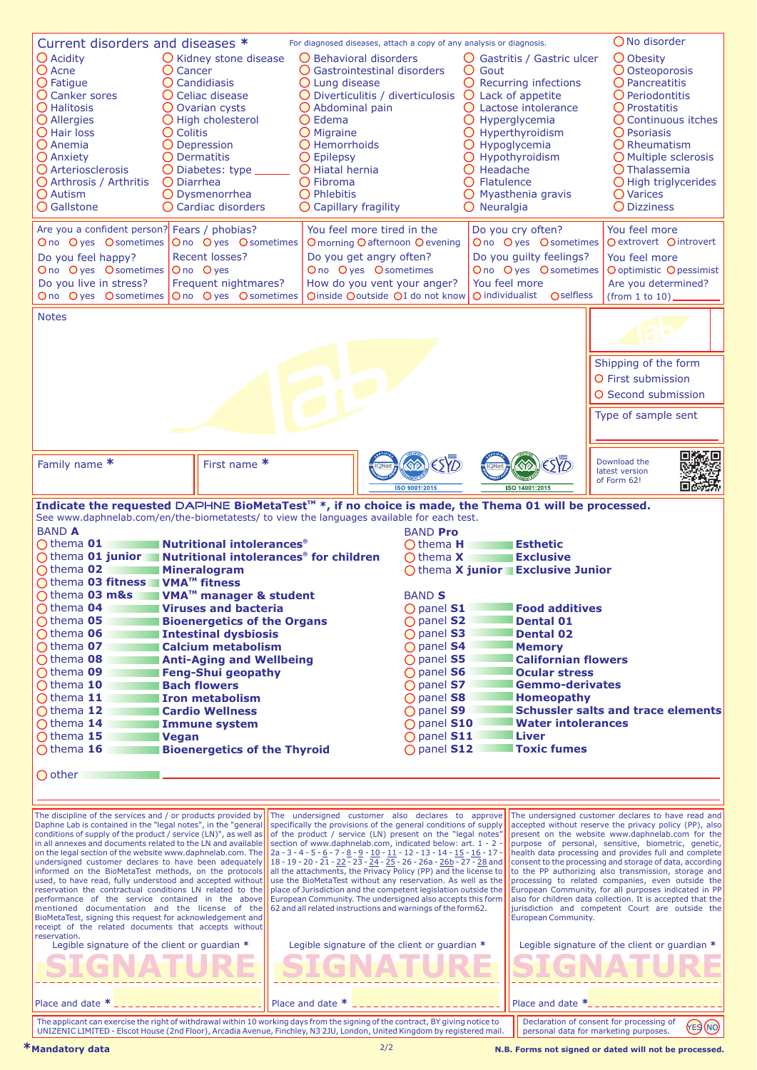## Current disorders and diseases *

For diagnosed diseases, attach a copy of any analysis or diagnosis.

○ No disorder

| | | | | |
|---|---|---|---|---|
| ○ Acidity | ○ Kidney stone disease | ○ Behavioral disorders | ○ Gastritis / Gastric ulcer | ○ Obesity |
| ○ Acne | ○ Cancer | ○ Gastrointestinal disorders | ○ Gout | ○ Osteoporosis |
| ○ Fatigue | ○ Candidiasis | ○ Lung disease | ○ Recurring infections | ○ Pancreatitis |
| ○ Canker sores | ○ Celiac disease | ○ Diverticulitis / diverticulosis | ○ Lack of appetite | ○ Periodontitis |
| ○ Halitosis | ○ Ovarian cysts | ○ Abdominal pain | ○ Lactose intolerance | ○ Prostatitis |
| ○ Allergies | ○ High cholesterol | ○ Edema | ○ Hyperglycemia | ○ Continuous itches |
| ○ Hair loss | ○ Colitis | ○ Migraine | ○ Hyperthyroidism | ○ Psoriasis |
| ○ Anemia | ○ Depression | ○ Hemorrhoids | ○ Hypoglycemia | ○ Rheumatism |
| ○ Anxiety | ○ Dermatitis | ○ Epilepsy | ○ Hypothyroidism | ○ Multiple sclerosis |
| ○ Arteriosclerosis | ○ Diabetes: type ______ | ○ Hiatal hernia | ○ Headache | ○ Thalassemia |
| ○ Arthrosis / Arthritis | ○ Diarrhea | ○ Fibroma | ○ Flatulence | ○ High triglycerides |
| ○ Autism | ○ Dysmenorrhea | ○ Phlebitis | ○ Myasthenia gravis | ○ Varices |
| ○ Gallstone | ○ Cardiac disorders | ○ Capillary fragility | ○ Neuralgia | ○ Dizziness |

| | | | | |
|---|---|---|---|---|
| Are you a confident person? ○ no ○ yes ○ sometimes | Fears / phobias? ○ no ○ yes ○ sometimes | You feel more tired in the ○ morning ○ afternoon ○ evening | Do you cry often? ○ no ○ yes ○ sometimes | You feel more ○ extrovert ○ introvert |
| Do you feel happy? ○ no ○ yes ○ sometimes | Recent losses? ○ no ○ yes | Do you get angry often? ○ no ○ yes ○ sometimes | Do you guilty feelings? ○ no ○ yes ○ sometimes | You feel more ○ optimistic ○ pessimist |
| Do you live in stress? ○ no ○ yes ○ sometimes | Frequent nightmares? ○ no ○ yes ○ sometimes | How do you vent your anger? ○ inside ○ outside ○ I do not know | You feel more ○ individualist ○ selfless | Are you determined? (from 1 to 10) ______ |

Notes

Shipping of the form
○ First submission
○ Second submission

Type of sample sent

Family name *

First name *

ISO 9001:2015 ISO 14001:2015

Download the latest version of Form 62!

**Indicate the requested DAPHNE BioMetaTest™ *, if no choice is made, the Thema 01 will be processed.**
See www.daphnelab.com/en/the-biometatests/ to view the languages available for each test.

BAND A

- ○ thema **01** **Nutritional intolerances®**
- ○ thema **01 junior** **Nutritional intolerances® for children**
- ○ thema **02** **Mineralogram**
- ○ thema **03 fitness** **VMA™ fitness**
- ○ thema **03 m&s** **VMA™ manager & student**
- ○ thema **04** **Viruses and bacteria**
- ○ thema **05** **Bioenergetics of the Organs**
- ○ thema **06** **Intestinal dysbiosis**
- ○ thema **07** **Calcium metabolism**
- ○ thema **08** **Anti-Aging and Wellbeing**
- ○ thema **09** **Feng-Shui geopathy**
- ○ thema **10** **Bach flowers**
- ○ thema **11** **Iron metabolism**
- ○ thema **12** **Cardio Wellness**
- ○ thema **14** **Immune system**
- ○ thema **15** **Vegan**
- ○ thema **16** **Bioenergetics of the Thyroid**

BAND Pro

- ○ thema **H** **Esthetic**
- ○ thema **X** **Exclusive**
- ○ thema **X junior** **Exclusive Junior**

BAND S

- ○ panel **S1** **Food additives**
- ○ panel **S2** **Dental 01**
- ○ panel **S3** **Dental 02**
- ○ panel **S4** **Memory**
- ○ panel **S5** **Californian flowers**
- ○ panel **S6** **Ocular stress**
- ○ panel **S7** **Gemmo-derivates**
- ○ panel **S8** **Homeopathy**
- ○ panel **S9** **Schussler salts and trace elements**
- ○ panel **S10** **Water intolerances**
- ○ panel **S11** **Liver**
- ○ panel **S12** **Toxic fumes**

○ other ______________________________

The discipline of the services and / or products provided by Daphne Lab is contained in the "legal notes", in the "general conditions of supply of the product / service (LN)", as well as in all annexes and documents related to the LN and available on the legal section of the website www.daphnelab.com. The undersigned customer declares to have been adequately informed on the BioMetaTest methods, on the protocols used, to have read, fully understood and accepted without reservation the contractual conditions LN related to the performance of the service contained in the above mentioned documentation and the license of the BioMetaTest, signing this request for acknowledgement and receipt of the related documents that accepts without reservation.

Legible signature of the client or guardian *

SIGNATURE

Place and date * ____________________

The undersigned customer also declares to approve specifically the provisions of the general conditions of supply of the product / service (LN) present on the "legal notes" section of www.daphnelab.com, indicated below: art. 1 - 2 - 2a - 3 - 4 - 5 - 6 - 7 - 8 - 9 - 10 - 11 - 12 - 13 - 14 - 15 - 16 - 17 - 18 - 19 - 20 - 21 - 22 - 23 - 24 - 25 - 26 - 26a - 26b - 27 - 28 and all the attachments, the Privacy Policy (PP) and the license to use the BioMetaTest without any reservation. As well as the place of Jurisdiction and the competent legislation outside the European Community. The undersigned also accepts this form 62 and all related instructions and warnings of the form62.

Legible signature of the client or guardian *

SIGNATURE

Place and date * ____________________

The undersigned customer declares to have read and accepted without reservation the privacy policy (PP), also present on the website www.daphnelab.com for the purpose of personal, sensitive, biometric, genetic, health data processing and provides full and complete consent to the processing and storage of data, according to the PP authorizing also transmission, storage and processing to related companies, even outside the European Community, for all purposes indicated in PP also for children data collection. It is accepted that the jurisdiction and competent Court are outside the European Community.

Legible signature of the client or guardian *

SIGNATURE

Place and date * ____________________

The applicant can exercise the right of withdrawal within 10 working days from the signing of the contract, BY giving notice to UNIZENIC LIMITED - Elscot House (2nd Floor), Arcadia Avenue, Finchley, N3 2JU, London, United Kingdom by registered mail.

Declaration of consent for processing of personal data for marketing purposes. (YES) (NO)

*Mandatory data

N.B. Forms not signed or dated will not be processed.